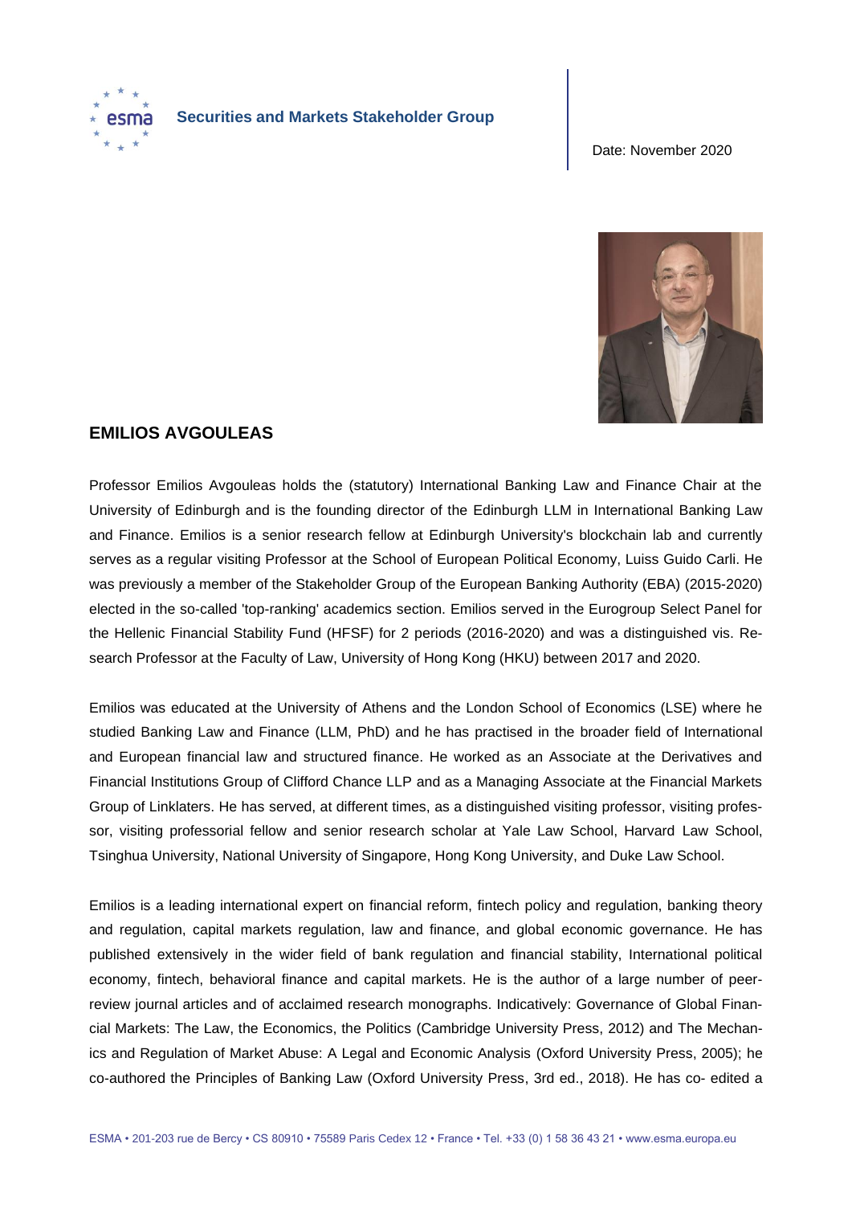**Securities and Markets Stakeholder Group**

Date: November 2020

## EMILIOS AVGOULEAS

Professor Emilios Avgouleas holds the (statutory) International Banking Law and Finance Chair at the University of Edinburgh and is the founding director of the Edinburgh LLM in International Banking Law and Finance. Emilios is a senior research fellow at Edinburgh University's blockchain lab and currently serves as a regular visiting Professor at the School of European Political Economy, Luiss Guido Carli. He was previously a member of the Stakeholder Group of the European Banking Authority (EBA) (2015-2020) elected in the so-called 'top-ranking' academics section. Emilios served in the Eurogroup Select Panel for the Hellenic Financial Stability Fund (HFSF) for 2 periods (2016-2020) and was a distinguished vis. Research Professor at the Faculty of Law, University of Hong Kong (HKU) between 2017 and 2020.

Emilios was educated at the University of Athens and the London School of Economics (LSE) where he studied Banking Law and Finance (LLM, PhD) and he has practised in the broader field of International and European financial law and structured finance. He worked as an Associate at the Derivatives and Financial Institutions Group of Clifford Chance LLP and as a Managing Associate at the Financial Markets Group of Linklaters. He has served, at different times, as a distinguished visiting professor, visiting professor, visiting professorial fellow and senior research scholar at Yale Law School, Harvard Law School, Tsinghua University, National University of Singapore, Hong Kong University, and Duke Law School.

Emilios is a leading international expert on financial reform, fintech policy and regulation, banking theory and regulation, capital markets regulation, law and finance, and global economic governance. He has published extensively in the wider field of bank regulation and financial stability, International political economy, fintech, behavioral finance and capital markets. He is the author of a large number of peer-review journal articles and of acclaimed research monographs. Indicatively: Governance of Global Financial Markets: The Law, the Economics, the Politics (Cambridge University Press, 2012) and The Mechanics and Regulation of Market Abuse: A Legal and Economic Analysis (Oxford University Press, 2005); he co-authored the Principles of Banking Law (Oxford University Press, 3rd ed., 2018). He has co- edited a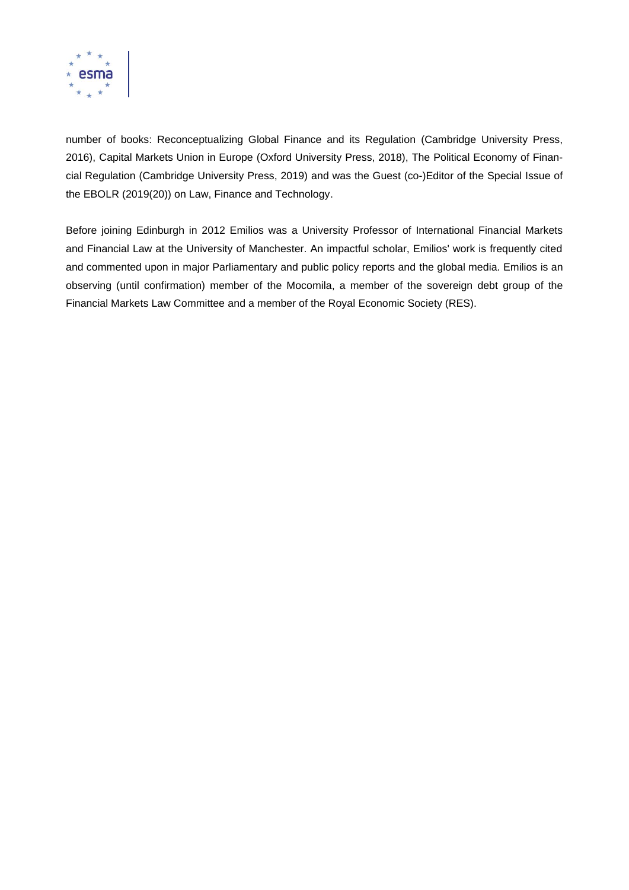number of books: Reconceptualizing Global Finance and its Regulation (Cambridge University Press, 2016), Capital Markets Union in Europe (Oxford University Press, 2018), The Political Economy of Financial Regulation (Cambridge University Press, 2019) and was the Guest (co-)Editor of the Special Issue of the EBOLR (2019(20)) on Law, Finance and Technology.

Before joining Edinburgh in 2012 Emilios was a University Professor of International Financial Markets and Financial Law at the University of Manchester. An impactful scholar, Emilios' work is frequently cited and commented upon in major Parliamentary and public policy reports and the global media. Emilios is an observing (until confirmation) member of the Mocomila, a member of the sovereign debt group of the Financial Markets Law Committee and a member of the Royal Economic Society (RES).